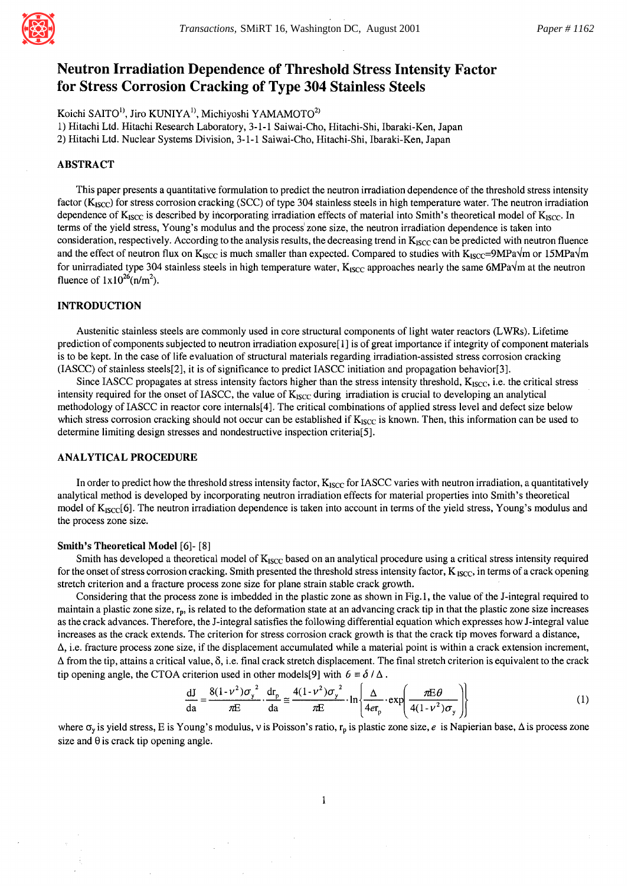# Neutron Irradiation Dependence of Threshold Stress Intensity Factor for Stress Corrosion Cracking of Type 304 Stainless Steels

Koichi SAITO[1], Jiro KUNIYA[1], Michiyoshi YAMAMOTO[2]

1) Hitachi Ltd. Hitachi Research Laboratory, 3-1-1 Saiwai-Cho, Hitachi-Shi, Ibaraki-Ken, Japan
2) Hitachi Ltd. Nuclear Systems Division, 3-1-1 Saiwai-Cho, Hitachi-Shi, Ibaraki-Ken, Japan

## ABSTRACT

This paper presents a quantitative formulation to predict the neutron irradiation dependence of the threshold stress intensity factor ($K_{ISCC}$) for stress corrosion cracking (SCC) of type 304 stainless steels in high temperature water. The neutron irradiation dependence of $K_{ISCC}$ is described by incorporating irradiation effects of material into Smith's theoretical model of $K_{ISCC}$. In terms of the yield stress, Young's modulus and the process zone size, the neutron irradiation dependence is taken into consideration, respectively. According to the analysis results, the decreasing trend in $K_{ISCC}$ can be predicted with neutron fluence and the effect of neutron flux on $K_{ISCC}$ is much smaller than expected. Compared to studies with $K_{ISCC}$=9MPa√m or 15MPa√m for unirradiated type 304 stainless steels in high temperature water, $K_{ISCC}$ approaches nearly the same 6MPa√m at the neutron fluence of $1\times10^{26}$(n/m$^2$).

## INTRODUCTION

Austenitic stainless steels are commonly used in core structural components of light water reactors (LWRs). Lifetime prediction of components subjected to neutron irradiation exposure[1] is of great importance if integrity of component materials is to be kept. In the case of life evaluation of structural materials regarding irradiation-assisted stress corrosion cracking (IASCC) of stainless steels[2], it is of significance to predict IASCC initiation and propagation behavior[3].

Since IASCC propagates at stress intensity factors higher than the stress intensity threshold, $K_{ISCC}$, i.e. the critical stress intensity required for the onset of IASCC, the value of $K_{ISCC}$ during irradiation is crucial to developing an analytical methodology of IASCC in reactor core internals[4]. The critical combinations of applied stress level and defect size below which stress corrosion cracking should not occur can be established if $K_{ISCC}$ is known. Then, this information can be used to determine limiting design stresses and nondestructive inspection criteria[5].

## ANALYTICAL PROCEDURE

In order to predict how the threshold stress intensity factor, $K_{ISCC}$ for IASCC varies with neutron irradiation, a quantitatively analytical method is developed by incorporating neutron irradiation effects for material properties into Smith's theoretical model of $K_{ISCC}$[6]. The neutron irradiation dependence is taken into account in terms of the yield stress, Young's modulus and the process zone size.

### Smith's Theoretical Model [6]- [8]

Smith has developed a theoretical model of $K_{ISCC}$ based on an analytical procedure using a critical stress intensity required for the onset of stress corrosion cracking. Smith presented the threshold stress intensity factor, $K_{ISCC}$, in terms of a crack opening stretch criterion and a fracture process zone size for plane strain stable crack growth.

Considering that the process zone is imbedded in the plastic zone as shown in Fig.1, the value of the J-integral required to maintain a plastic zone size, $r_p$, is related to the deformation state at an advancing crack tip in that the plastic zone size increases as the crack advances. Therefore, the J-integral satisfies the following differential equation which expresses how J-integral value increases as the crack extends. The criterion for stress corrosion crack growth is that the crack tip moves forward a distance, $\Delta$, i.e. fracture process zone size, if the displacement accumulated while a material point is within a crack extension increment, $\Delta$ from the tip, attains a critical value, $\delta$, i.e. final crack stretch displacement. The final stretch criterion is equivalent to the crack tip opening angle, the CTOA criterion used in other models[9] with $\theta \equiv \delta / \Delta$.

$$\frac{dJ}{da} = \frac{8(1-\nu^2)\sigma_y^{\,2}}{\pi E} \cdot \frac{dr_p}{da} \cong \frac{4(1-\nu^2)\sigma_y^{\,2}}{\pi E} \cdot \ln\left\{ \frac{\Delta}{4er_p} \cdot \exp\left( \frac{\pi E \theta}{4(1-\nu^2)\sigma_y} \right) \right\} \tag{1}$$

where $\sigma_y$ is yield stress, E is Young's modulus, ν is Poisson's ratio, $r_p$ is plastic zone size, $e$ is Napierian base, $\Delta$ is process zone size and $\theta$ is crack tip opening angle.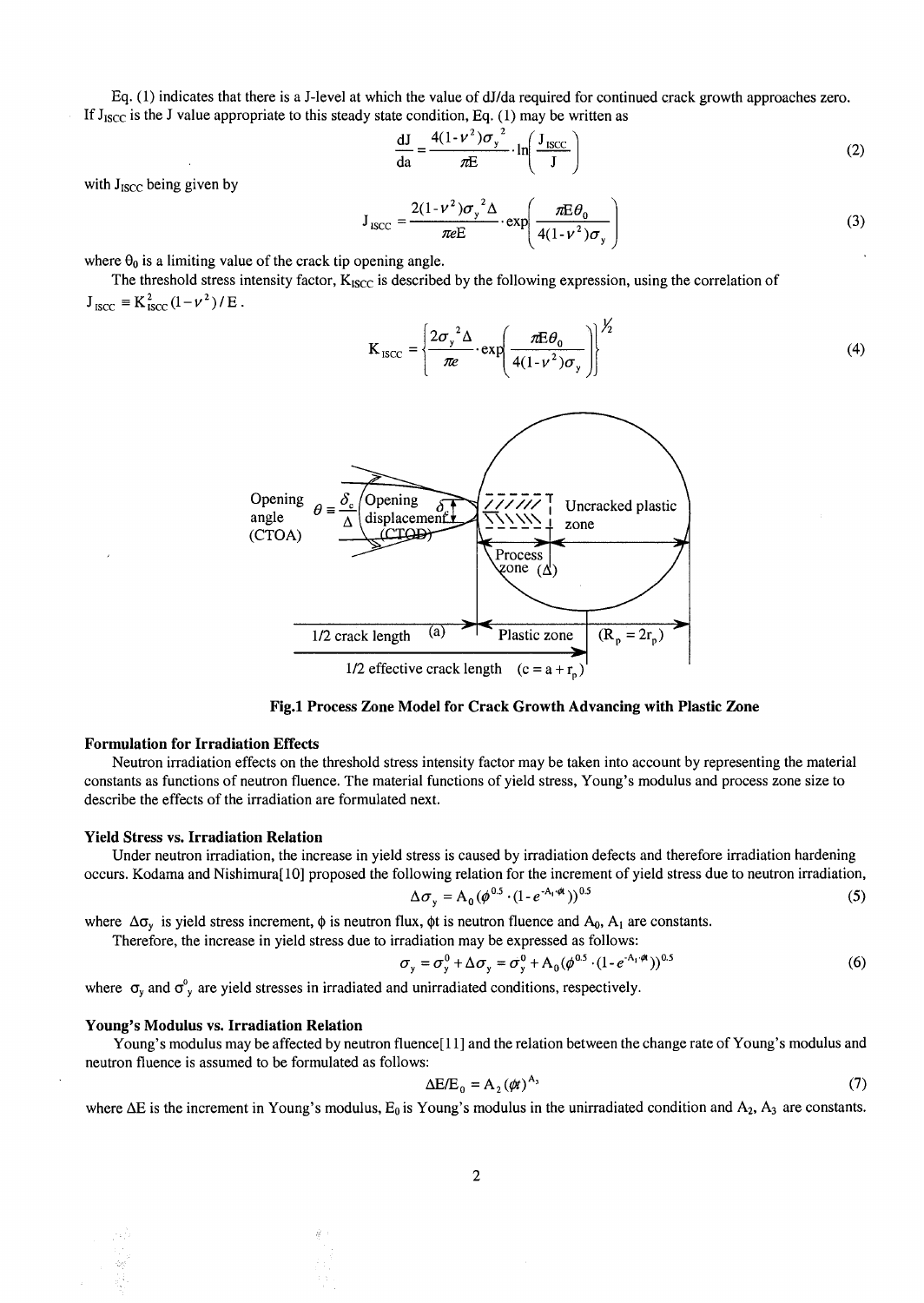Eq. (1) indicates that there is a J-level at which the value of dJ/da required for continued crack growth approaches zero. If $J_{ISCC}$ is the J value appropriate to this steady state condition, Eq. (1) may be written as

$$\frac{dJ}{da} = \frac{4(1-\nu^2)\sigma_y^{\ 2}}{\pi E} \cdot \ln\left(\frac{J_{ISCC}}{J}\right) \tag{2}$$

with $J_{ISCC}$ being given by

$$J_{ISCC} = \frac{2(1-\nu^2)\sigma_y^{\ 2}\Delta}{\pi e E} \cdot \exp\left(\frac{\pi E \theta_0}{4(1-\nu^2)\sigma_y}\right) \tag{3}$$

where $\theta_0$ is a limiting value of the crack tip opening angle.

The threshold stress intensity factor, $K_{ISCC}$ is described by the following expression, using the correlation of $J_{ISCC} \equiv K_{ISCC}^2(1-\nu^2)/E$.

$$K_{ISCC} = \left\{\frac{2\sigma_y^{\ 2}\Delta}{\pi e} \cdot \exp\left(\frac{\pi E \theta_0}{4(1-\nu^2)\sigma_y}\right)\right\}^{\frac{1}{2}} \tag{4}$$

**Fig.1 Process Zone Model for Crack Growth Advancing with Plastic Zone**

### Formulation for Irradiation Effects

Neutron irradiation effects on the threshold stress intensity factor may be taken into account by representing the material constants as functions of neutron fluence. The material functions of yield stress, Young's modulus and process zone size to describe the effects of the irradiation are formulated next.

### Yield Stress vs. Irradiation Relation

Under neutron irradiation, the increase in yield stress is caused by irradiation defects and therefore irradiation hardening occurs. Kodama and Nishimura[10] proposed the following relation for the increment of yield stress due to neutron irradiation,

$$\Delta\sigma_y = A_0(\phi^{0.5} \cdot (1-e^{-A_1\phi t}))^{0.5} \tag{5}$$

where $\Delta\sigma_y$ is yield stress increment, $\phi$ is neutron flux, $\phi t$ is neutron fluence and $A_0$, $A_1$ are constants.

Therefore, the increase in yield stress due to irradiation may be expressed as follows:

$$\sigma_y = \sigma_y^0 + \Delta\sigma_y = \sigma_y^0 + A_0(\phi^{0.5} \cdot (1-e^{-A_1\phi t}))^{0.5} \tag{6}$$

where $\sigma_y$ and $\sigma_y^0$ are yield stresses in irradiated and unirradiated conditions, respectively.

### Young's Modulus vs. Irradiation Relation

Young's modulus may be affected by neutron fluence[11] and the relation between the change rate of Young's modulus and neutron fluence is assumed to be formulated as follows:

$$\Delta E/E_0 = A_2(\phi t)^{A_3} \tag{7}$$

where $\Delta E$ is the increment in Young's modulus, $E_0$ is Young's modulus in the unirradiated condition and $A_2$, $A_3$ are constants.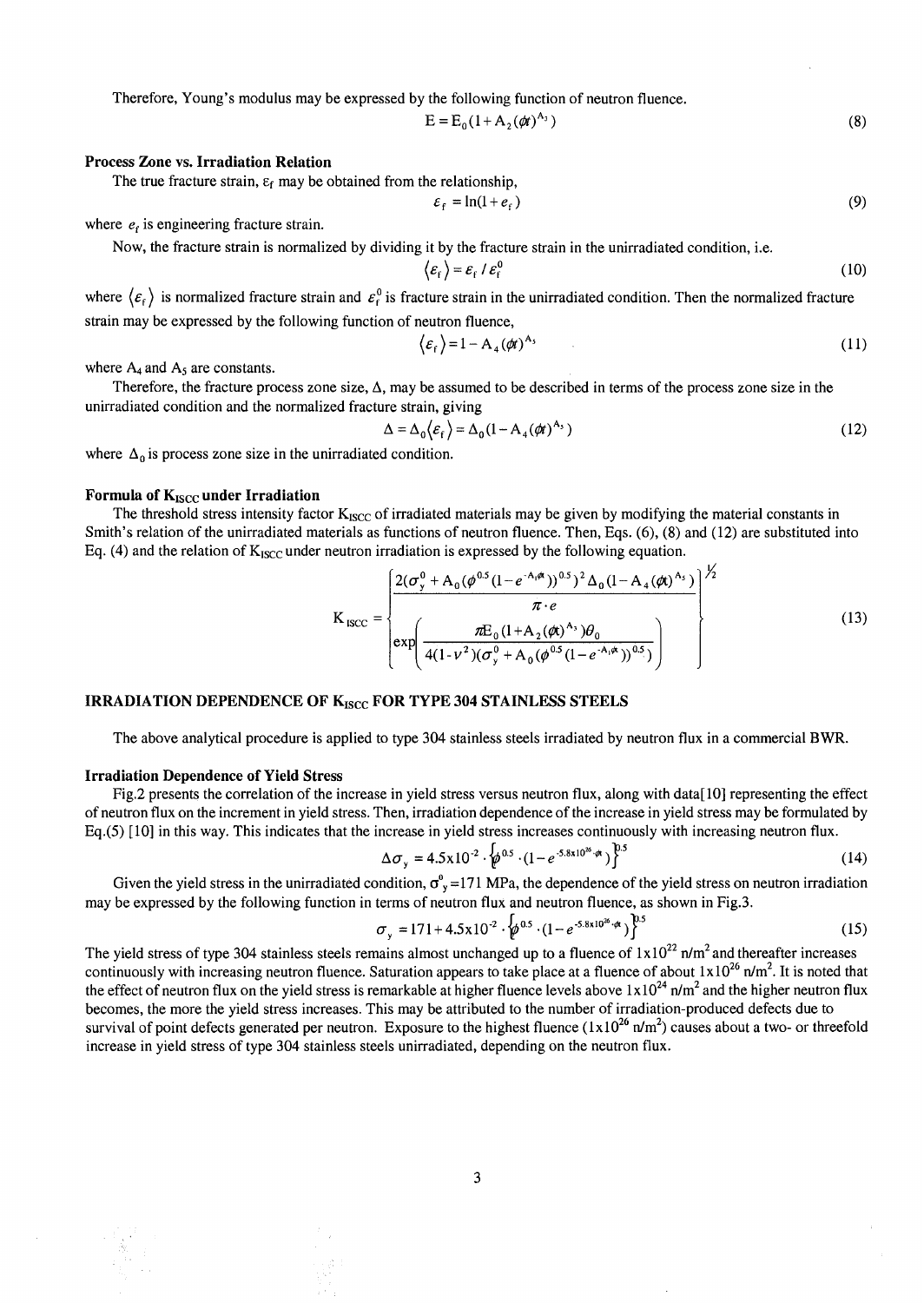Therefore, Young's modulus may be expressed by the following function of neutron fluence.

$$E = E_0(1 + A_2(\phi t)^{A_3}) \tag{8}$$

**Process Zone vs. Irradiation Relation**

The true fracture strain, $\varepsilon_f$ may be obtained from the relationship,

$$\varepsilon_f = \ln(1 + e_f) \tag{9}$$

where $e_f$ is engineering fracture strain.

Now, the fracture strain is normalized by dividing it by the fracture strain in the unirradiated condition, i.e.

$$\langle \varepsilon_f \rangle = \varepsilon_f / \varepsilon_f^0 \tag{10}$$

where $\langle \varepsilon_f \rangle$ is normalized fracture strain and $\varepsilon_f^0$ is fracture strain in the unirradiated condition. Then the normalized fracture strain may be expressed by the following function of neutron fluence,

$$\langle \varepsilon_f \rangle = 1 - A_4(\phi t)^{A_5} \tag{11}$$

where $A_4$ and $A_5$ are constants.

Therefore, the fracture process zone size, $\Delta$, may be assumed to be described in terms of the process zone size in the unirradiated condition and the normalized fracture strain, giving

$$\Delta = \Delta_0 \langle \varepsilon_f \rangle = \Delta_0 (1 - A_4(\phi t)^{A_5}) \tag{12}$$

where $\Delta_0$ is process zone size in the unirradiated condition.

**Formula of $K_{ISCC}$ under Irradiation**

The threshold stress intensity factor $K_{ISCC}$ of irradiated materials may be given by modifying the material constants in Smith's relation of the unirradiated materials as functions of neutron fluence. Then, Eqs. (6), (8) and (12) are substituted into Eq. (4) and the relation of $K_{ISCC}$ under neutron irradiation is expressed by the following equation.

$$K_{ISCC} = \left\{ \frac{2(\sigma_y^0 + A_0(\phi^{0.5}(1 - e^{-A_1\phi t}))^{0.5})^2 \Delta_0 (1 - A_4(\phi t)^{A_5})}{\pi \cdot e} \left[ \exp\left( \frac{\pi E_0 (1 + A_2(\phi t)^{A_3}) \theta_0}{4(1 - \nu^2)(\sigma_y^0 + A_0(\phi^{0.5}(1 - e^{-A_1\phi t}))^{0.5})} \right) \right] \right\}^{\frac{1}{2}} \tag{13}$$

## IRRADIATION DEPENDENCE OF $K_{ISCC}$ FOR TYPE 304 STAINLESS STEELS

The above analytical procedure is applied to type 304 stainless steels irradiated by neutron flux in a commercial BWR.

**Irradiation Dependence of Yield Stress**

Fig.2 presents the correlation of the increase in yield stress versus neutron flux, along with data[10] representing the effect of neutron flux on the increment in yield stress. Then, irradiation dependence of the increase in yield stress may be formulated by Eq.(5) [10] in this way. This indicates that the increase in yield stress increases continuously with increasing neutron flux.

$$\Delta\sigma_y = 4.5\text{x}10^{-2} \cdot \left\{\phi^{0.5} \cdot (1 - e^{-5.8\text{x}10^{26} \cdot \phi t})\right\}^{0.5} \tag{14}$$

Given the yield stress in the unirradiated condition, $\sigma_y^0$=171 MPa, the dependence of the yield stress on neutron irradiation may be expressed by the following function in terms of neutron flux and neutron fluence, as shown in Fig.3.

$$\sigma_y = 171 + 4.5\text{x}10^{-2} \cdot \left\{\phi^{0.5} \cdot (1 - e^{-5.8\text{x}10^{26} \cdot \phi t})\right\}^{0.5} \tag{15}$$

The yield stress of type 304 stainless steels remains almost unchanged up to a fluence of $1\text{x}10^{22}$ n/m$^2$ and thereafter increases continuously with increasing neutron fluence. Saturation appears to take place at a fluence of about $1\text{x}10^{26}$ n/m$^2$. It is noted that the effect of neutron flux on the yield stress is remarkable at higher fluence levels above $1\text{x}10^{24}$ n/m$^2$ and the higher neutron flux becomes, the more the yield stress increases. This may be attributed to the number of irradiation-produced defects due to survival of point defects generated per neutron. Exposure to the highest fluence ($1\text{x}10^{26}$ n/m$^2$) causes about a two- or threefold increase in yield stress of type 304 stainless steels unirradiated, depending on the neutron flux.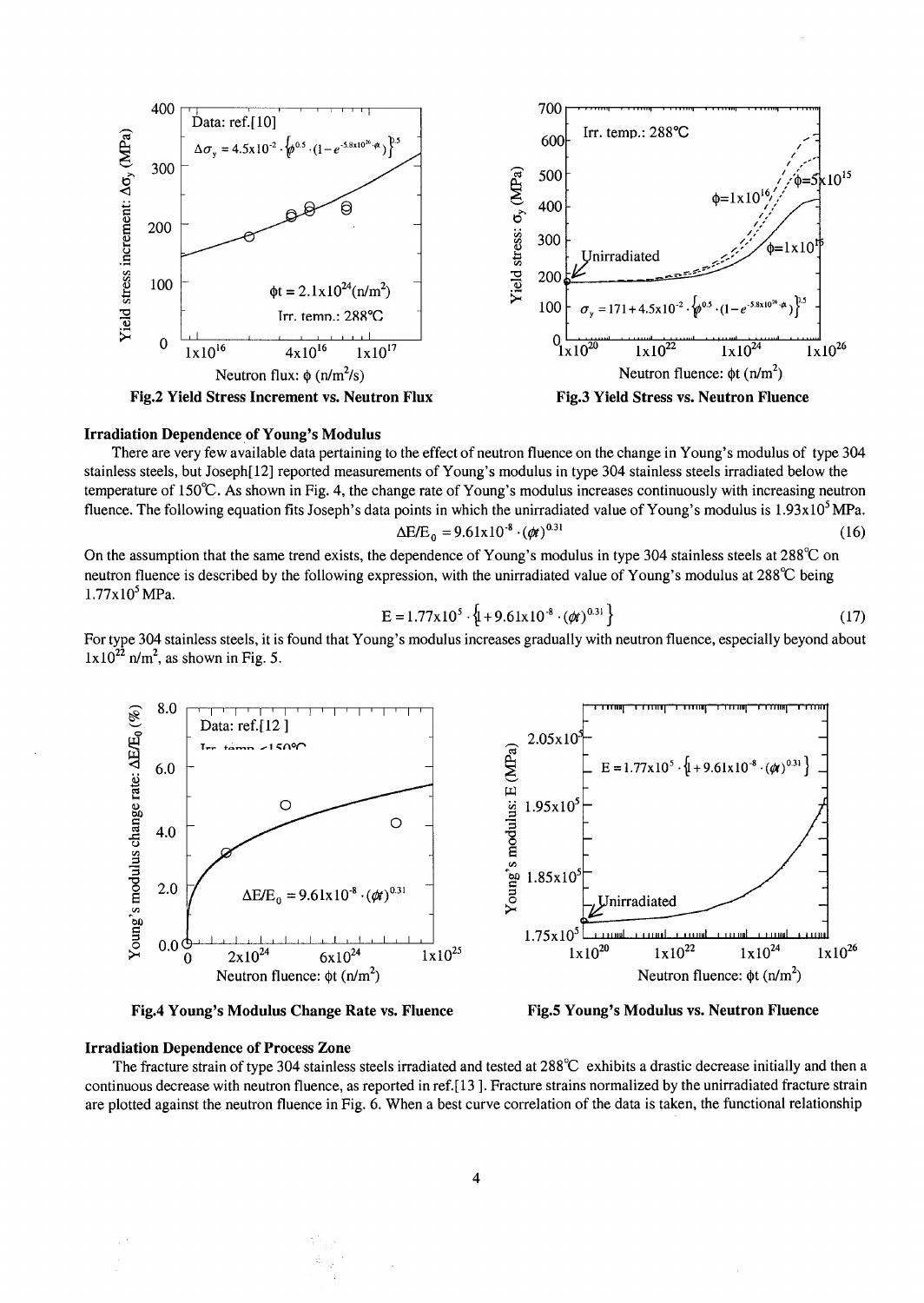Fig.2 Yield Stress Increment vs. Neutron Flux

Fig.3 Yield Stress vs. Neutron Fluence

### Irradiation Dependence of Young's Modulus

There are very few available data pertaining to the effect of neutron fluence on the change in Young's modulus of type 304 stainless steels, but Joseph[12] reported measurements of Young's modulus in type 304 stainless steels irradiated below the temperature of 150℃. As shown in Fig. 4, the change rate of Young's modulus increases continuously with increasing neutron fluence. The following equation fits Joseph's data points in which the unirradiated value of Young's modulus is $1.93 \times 10^5$ MPa.

$$\Delta E/E_0 = 9.61 \times 10^{-8} \cdot (\phi t)^{0.31} \tag{16}$$

On the assumption that the same trend exists, the dependence of Young's modulus in type 304 stainless steels at 288℃ on neutron fluence is described by the following expression, with the unirradiated value of Young's modulus at 288℃ being $1.77 \times 10^5$ MPa.

$$E = 1.77 \times 10^5 \cdot \left\{1 + 9.61 \times 10^{-8} \cdot (\phi t)^{0.31}\right\} \tag{17}$$

For type 304 stainless steels, it is found that Young's modulus increases gradually with neutron fluence, especially beyond about $1 \times 10^{22}$ n/m$^2$, as shown in Fig. 5.

Fig.4 Young's Modulus Change Rate vs. Fluence

Fig.5 Young's Modulus vs. Neutron Fluence

### Irradiation Dependence of Process Zone

The fracture strain of type 304 stainless steels irradiated and tested at 288℃ exhibits a drastic decrease initially and then a continuous decrease with neutron fluence, as reported in ref.[13]. Fracture strains normalized by the unirradiated fracture strain are plotted against the neutron fluence in Fig. 6. When a best curve correlation of the data is taken, the functional relationship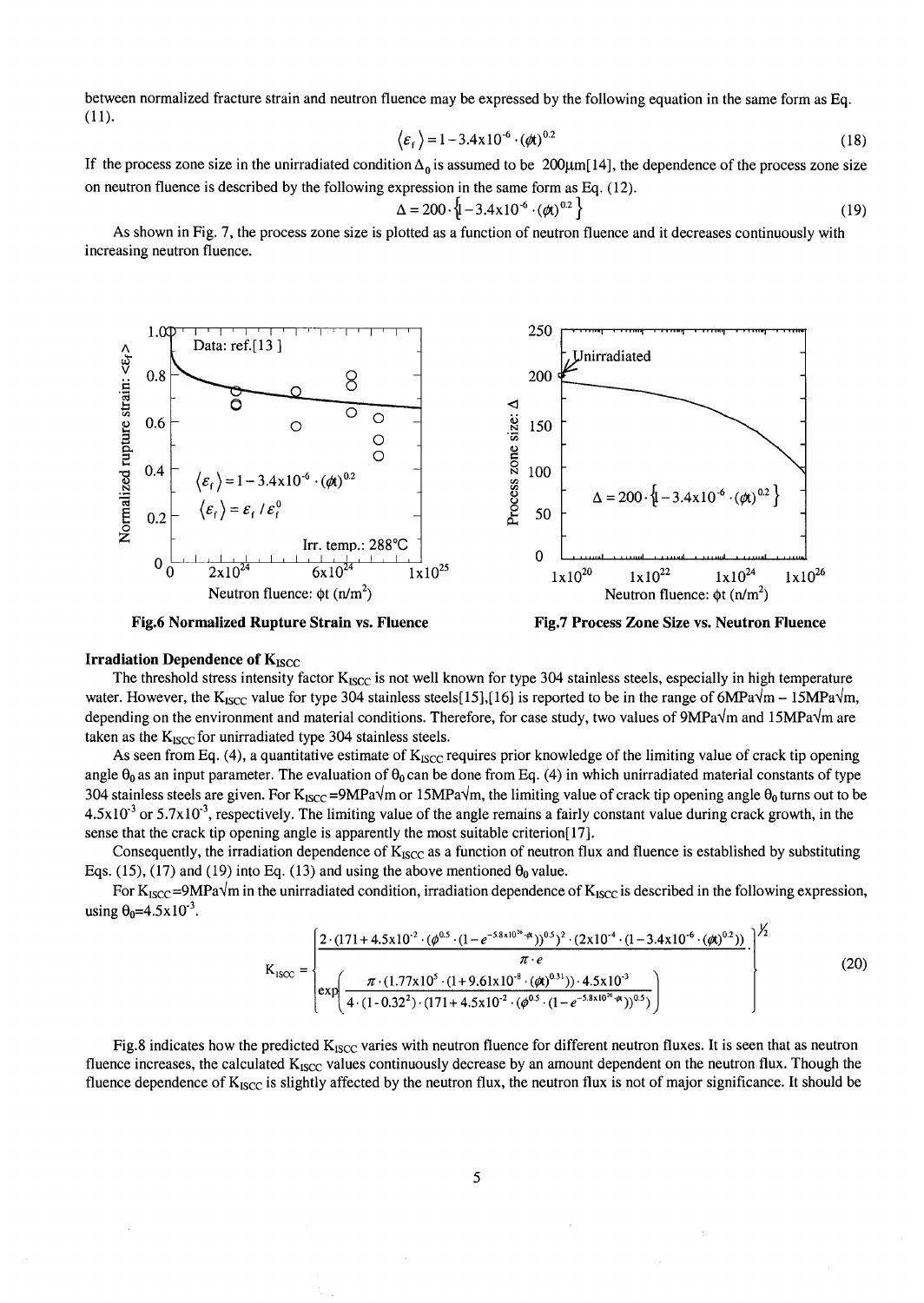between normalized fracture strain and neutron fluence may be expressed by the following equation in the same form as Eq. (11).

$$\langle \varepsilon_f \rangle = 1 - 3.4\times10^{-6} \cdot (\phi t)^{0.2} \tag{18}$$

If the process zone size in the unirradiated condition $\Delta_0$ is assumed to be 200μm[14], the dependence of the process zone size on neutron fluence is described by the following expression in the same form as Eq. (12).

$$\Delta = 200 \cdot \left\{1 - 3.4\times10^{-6} \cdot (\phi t)^{0.2}\right\} \tag{19}$$

As shown in Fig. 7, the process zone size is plotted as a function of neutron fluence and it decreases continuously with increasing neutron fluence.

**Fig.6 Normalized Rupture Strain vs. Fluence**

**Fig.7 Process Zone Size vs. Neutron Fluence**

### Irradiation Dependence of $K_{ISCC}$

The threshold stress intensity factor $K_{ISCC}$ is not well known for type 304 stainless steels, especially in high temperature water. However, the $K_{ISCC}$ value for type 304 stainless steels[15],[16] is reported to be in the range of 6MPa√m – 15MPa√m, depending on the environment and material conditions. Therefore, for case study, two values of 9MPa√m and 15MPa√m are taken as the $K_{ISCC}$ for unirradiated type 304 stainless steels.

As seen from Eq. (4), a quantitative estimate of $K_{ISCC}$ requires prior knowledge of the limiting value of crack tip opening angle $\theta_0$ as an input parameter. The evaluation of $\theta_0$ can be done from Eq. (4) in which unirradiated material constants of type 304 stainless steels are given. For $K_{ISCC}$=9MPa√m or 15MPa√m, the limiting value of crack tip opening angle $\theta_0$ turns out to be $4.5\times10^{-3}$ or $5.7\times10^{-3}$, respectively. The limiting value of the angle remains a fairly constant value during crack growth, in the sense that the crack tip opening angle is apparently the most suitable criterion[17].

Consequently, the irradiation dependence of $K_{ISCC}$ as a function of neutron flux and fluence is established by substituting Eqs. (15), (17) and (19) into Eq. (13) and using the above mentioned $\theta_0$ value.

For $K_{ISCC}$=9MPa√m in the unirradiated condition, irradiation dependence of $K_{ISCC}$ is described in the following expression, using $\theta_0=4.5\times10^{-3}$.

$$K_{ISCC} = \left\{ \frac{2\cdot(171 + 4.5\times10^{-2}\cdot(\phi^{0.5}\cdot(1-e^{-5.8\times10^{26}\cdot\phi t}))^{0.5})^2 \cdot (2\times10^{-4}\cdot(1-3.4\times10^{-6}\cdot(\phi t)^{0.2}))}{\pi\cdot e} \cdot \exp\left( \frac{\pi\cdot(1.77\times10^{5}\cdot(1+9.61\times10^{-8}\cdot(\phi t)^{0.31}))\cdot 4.5\times10^{-3}}{4\cdot(1-0.32^2)\cdot(171+4.5\times10^{-2}\cdot(\phi^{0.5}\cdot(1-e^{-5.8\times10^{26}\cdot\phi t}))^{0.5})} \right) \right\}^{1/2} \tag{20}$$

Fig.8 indicates how the predicted $K_{ISCC}$ varies with neutron fluence for different neutron fluxes. It is seen that as neutron fluence increases, the calculated $K_{ISCC}$ values continuously decrease by an amount dependent on the neutron flux. Though the fluence dependence of $K_{ISCC}$ is slightly affected by the neutron flux, the neutron flux is not of major significance. It should be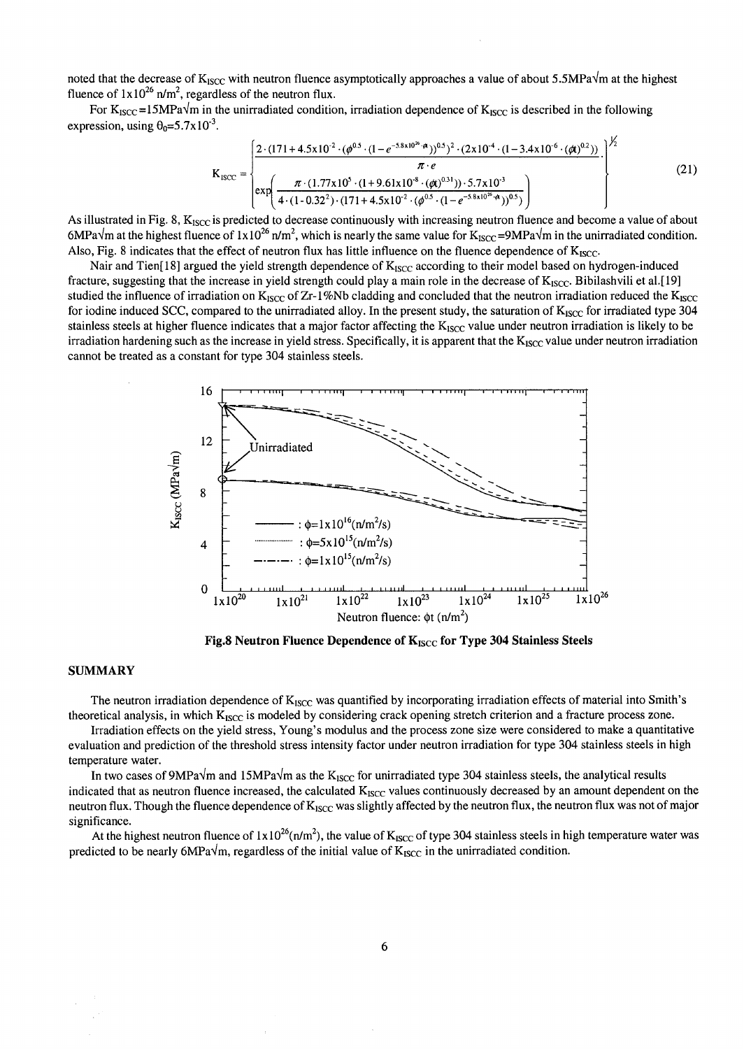noted that the decrease of $K_{ISCC}$ with neutron fluence asymptotically approaches a value of about 5.5MPa√m at the highest fluence of $1\times10^{26}$ n/m$^2$, regardless of the neutron flux.

For $K_{ISCC}$=15MPa√m in the unirradiated condition, irradiation dependence of $K_{ISCC}$ is described in the following expression, using $\theta_0=5.7\times10^{-3}$.

$$K_{ISCC} = \left\{ \frac{2\cdot(171+4.5\times10^{-2}\cdot(\phi^{0.5}\cdot(1-e^{-5.8\times10^{26}\cdot\phi t}))^{0.5})^2\cdot(2\times10^{-4}\cdot(1-3.4\times10^{-6}\cdot(\phi t)^{0.2}))}{\pi\cdot e} \cdot \exp\left( \frac{\pi\cdot(1.77\times10^5\cdot(1+9.61\times10^{-8}\cdot(\phi t)^{0.31}))\cdot5.7\times10^{-3}}{4\cdot(1-0.32^2)\cdot(171+4.5\times10^{-2}\cdot(\phi^{0.5}\cdot(1-e^{-5.8\times10^{26}\cdot\phi t}))^{0.5})} \right) \right\}^{1/2} \tag{21}$$

As illustrated in Fig. 8, $K_{ISCC}$ is predicted to decrease continuously with increasing neutron fluence and become a value of about 6MPa√m at the highest fluence of $1\times10^{26}$ n/m$^2$, which is nearly the same value for $K_{ISCC}$=9MPa√m in the unirradiated condition. Also, Fig. 8 indicates that the effect of neutron flux has little influence on the fluence dependence of $K_{ISCC}$.

Nair and Tien[18] argued the yield strength dependence of $K_{ISCC}$ according to their model based on hydrogen-induced fracture, suggesting that the increase in yield strength could play a main role in the decrease of $K_{ISCC}$. Bibilashvili et al.[19] studied the influence of irradiation on $K_{ISCC}$ of Zr-1%Nb cladding and concluded that the neutron irradiation reduced the $K_{ISCC}$ for iodine induced SCC, compared to the unirradiated alloy. In the present study, the saturation of $K_{ISCC}$ for irradiated type 304 stainless steels at higher fluence indicates that a major factor affecting the $K_{ISCC}$ value under neutron irradiation is likely to be irradiation hardening such as the increase in yield stress. Specifically, it is apparent that the $K_{ISCC}$ value under neutron irradiation cannot be treated as a constant for type 304 stainless steels.

**Fig.8 Neutron Fluence Dependence of $K_{ISCC}$ for Type 304 Stainless Steels**

## SUMMARY

The neutron irradiation dependence of $K_{ISCC}$ was quantified by incorporating irradiation effects of material into Smith's theoretical analysis, in which $K_{ISCC}$ is modeled by considering crack opening stretch criterion and a fracture process zone.

Irradiation effects on the yield stress, Young's modulus and the process zone size were considered to make a quantitative evaluation and prediction of the threshold stress intensity factor under neutron irradiation for type 304 stainless steels in high temperature water.

In two cases of 9MPa√m and 15MPa√m as the $K_{ISCC}$ for unirradiated type 304 stainless steels, the analytical results indicated that as neutron fluence increased, the calculated $K_{ISCC}$ values continuously decreased by an amount dependent on the neutron flux. Though the fluence dependence of $K_{ISCC}$ was slightly affected by the neutron flux, the neutron flux was not of major significance.

At the highest neutron fluence of $1\times10^{26}$(n/m$^2$), the value of $K_{ISCC}$ of type 304 stainless steels in high temperature water was predicted to be nearly 6MPa√m, regardless of the initial value of $K_{ISCC}$ in the unirradiated condition.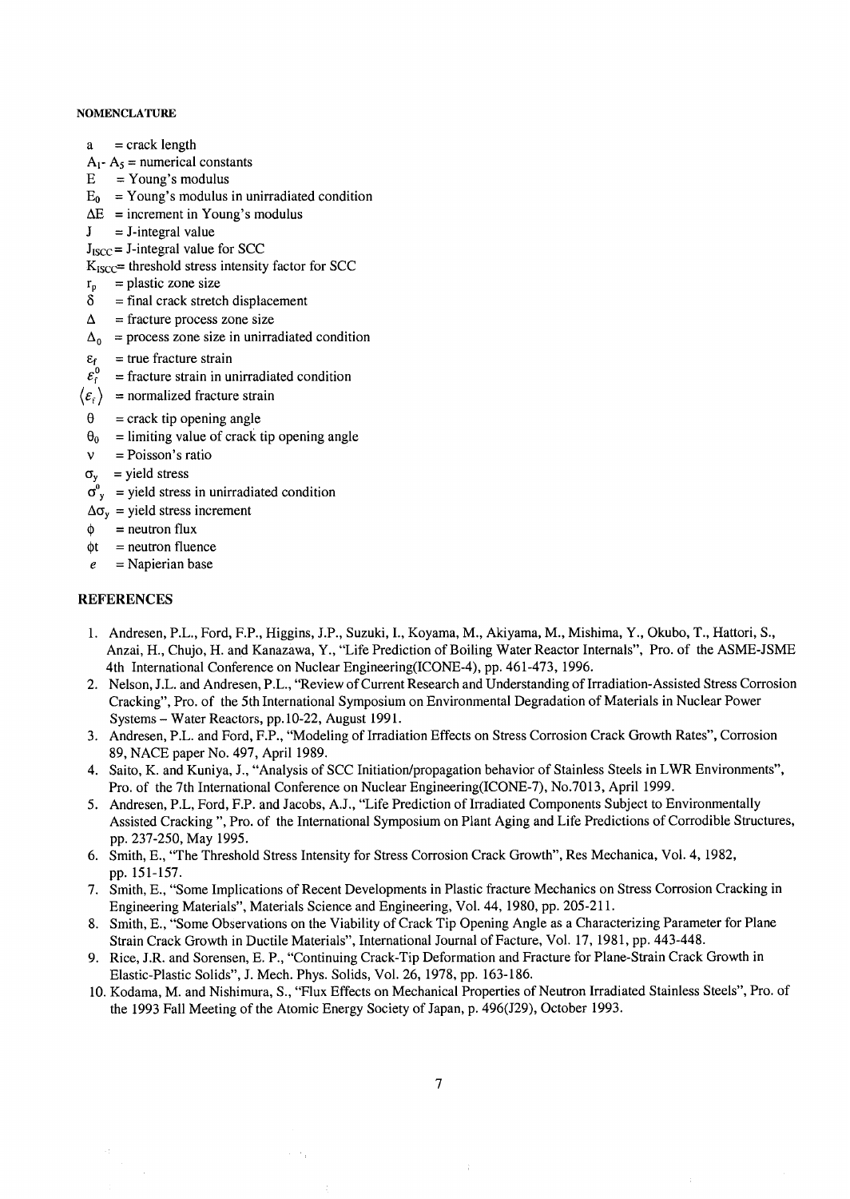#### NOMENCLATURE

- $a$ = crack length
- $A_1$- $A_5$ = numerical constants
- $E$ = Young's modulus
- $E_0$ = Young's modulus in unirradiated condition
- $\Delta E$ = increment in Young's modulus
- $J$ = J-integral value
- $J_{ISCC}$ = J-integral value for SCC
- $K_{ISCC}$ = threshold stress intensity factor for SCC
- $r_p$ = plastic zone size
- $\delta$ = final crack stretch displacement
- $\Delta$ = fracture process zone size
- $\Delta_0$ = process zone size in unirradiated condition
- $\varepsilon_f$ = true fracture strain
- $\varepsilon_f^0$ = fracture strain in unirradiated condition
- $\langle \varepsilon_f \rangle$ = normalized fracture strain
- $\theta$ = crack tip opening angle
- $\theta_0$ = limiting value of crack tip opening angle
- $\nu$ = Poisson's ratio
- $\sigma_y$ = yield stress
- $\sigma^0_y$ = yield stress in unirradiated condition
- $\Delta\sigma_y$ = yield stress increment
- $\phi$ = neutron flux
- $\phi t$ = neutron fluence
- $e$ = Napierian base

## REFERENCES

1. Andresen, P.L., Ford, F.P., Higgins, J.P., Suzuki, I., Koyama, M., Akiyama, M., Mishima, Y., Okubo, T., Hattori, S., Anzai, H., Chujo, H. and Kanazawa, Y., "Life Prediction of Boiling Water Reactor Internals", Pro. of the ASME-JSME 4th International Conference on Nuclear Engineering(ICONE-4), pp. 461-473, 1996.
2. Nelson, J.L. and Andresen, P.L., "Review of Current Research and Understanding of Irradiation-Assisted Stress Corrosion Cracking", Pro. of the 5th International Symposium on Environmental Degradation of Materials in Nuclear Power Systems – Water Reactors, pp.10-22, August 1991.
3. Andresen, P.L. and Ford, F.P., "Modeling of Irradiation Effects on Stress Corrosion Crack Growth Rates", Corrosion 89, NACE paper No. 497, April 1989.
4. Saito, K. and Kuniya, J., "Analysis of SCC Initiation/propagation behavior of Stainless Steels in LWR Environments", Pro. of the 7th International Conference on Nuclear Engineering(ICONE-7), No.7013, April 1999.
5. Andresen, P.L, Ford, F.P. and Jacobs, A.J., "Life Prediction of Irradiated Components Subject to Environmentally Assisted Cracking ", Pro. of the International Symposium on Plant Aging and Life Predictions of Corrodible Structures, pp. 237-250, May 1995.
6. Smith, E., "The Threshold Stress Intensity for Stress Corrosion Crack Growth", Res Mechanica, Vol. 4, 1982, pp. 151-157.
7. Smith, E., "Some Implications of Recent Developments in Plastic fracture Mechanics on Stress Corrosion Cracking in Engineering Materials", Materials Science and Engineering, Vol. 44, 1980, pp. 205-211.
8. Smith, E., "Some Observations on the Viability of Crack Tip Opening Angle as a Characterizing Parameter for Plane Strain Crack Growth in Ductile Materials", International Journal of Facture, Vol. 17, 1981, pp. 443-448.
9. Rice, J.R. and Sorensen, E. P., "Continuing Crack-Tip Deformation and Fracture for Plane-Strain Crack Growth in Elastic-Plastic Solids", J. Mech. Phys. Solids, Vol. 26, 1978, pp. 163-186.
10. Kodama, M. and Nishimura, S., "Flux Effects on Mechanical Properties of Neutron Irradiated Stainless Steels", Pro. of the 1993 Fall Meeting of the Atomic Energy Society of Japan, p. 496(J29), October 1993.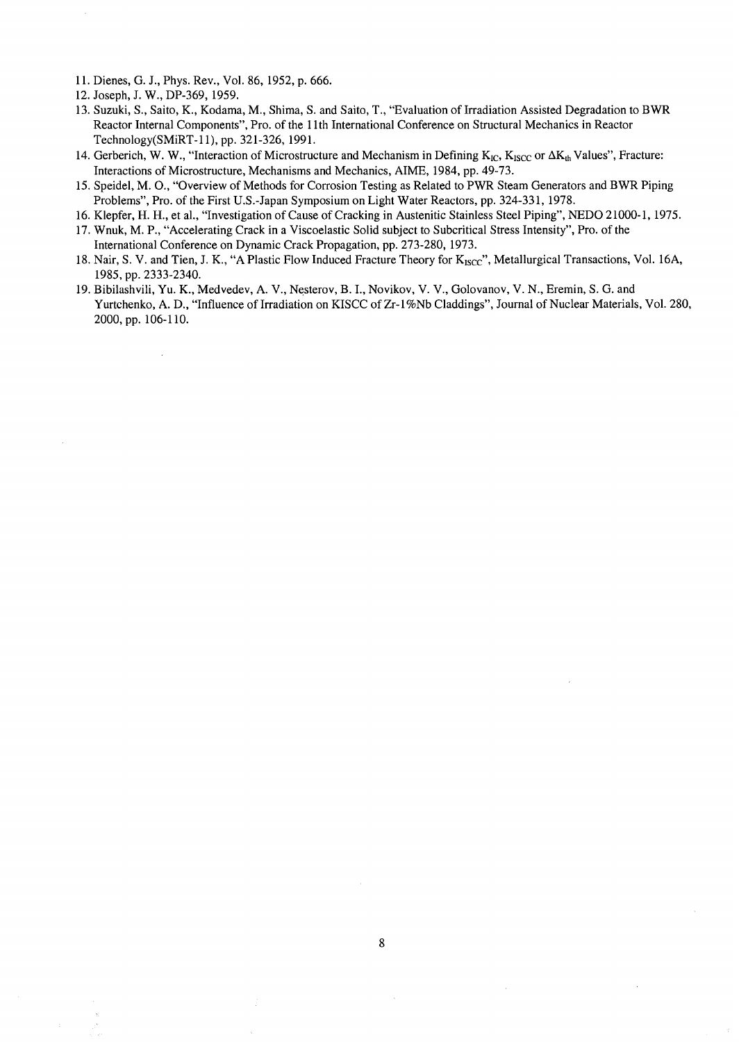11. Dienes, G. J., Phys. Rev., Vol. 86, 1952, p. 666.
12. Joseph, J. W., DP-369, 1959.
13. Suzuki, S., Saito, K., Kodama, M., Shima, S. and Saito, T., "Evaluation of Irradiation Assisted Degradation to BWR Reactor Internal Components", Pro. of the 11th International Conference on Structural Mechanics in Reactor Technology(SMiRT-11), pp. 321-326, 1991.
14. Gerberich, W. W., "Interaction of Microstructure and Mechanism in Defining $K_{IC}$, $K_{ISCC}$ or $\Delta K_{th}$ Values", Fracture: Interactions of Microstructure, Mechanisms and Mechanics, AIME, 1984, pp. 49-73.
15. Speidel, M. O., "Overview of Methods for Corrosion Testing as Related to PWR Steam Generators and BWR Piping Problems", Pro. of the First U.S.-Japan Symposium on Light Water Reactors, pp. 324-331, 1978.
16. Klepfer, H. H., et al., "Investigation of Cause of Cracking in Austenitic Stainless Steel Piping", NEDO 21000-1, 1975.
17. Wnuk, M. P., "Accelerating Crack in a Viscoelastic Solid subject to Subcritical Stress Intensity", Pro. of the International Conference on Dynamic Crack Propagation, pp. 273-280, 1973.
18. Nair, S. V. and Tien, J. K., "A Plastic Flow Induced Fracture Theory for $K_{ISCC}$", Metallurgical Transactions, Vol. 16A, 1985, pp. 2333-2340.
19. Bibilashvili, Yu. K., Medvedev, A. V., Nesterov, B. I., Novikov, V. V., Golovanov, V. N., Eremin, S. G. and Yurtchenko, A. D., "Influence of Irradiation on KISCC of Zr-1%Nb Claddings", Journal of Nuclear Materials, Vol. 280, 2000, pp. 106-110.